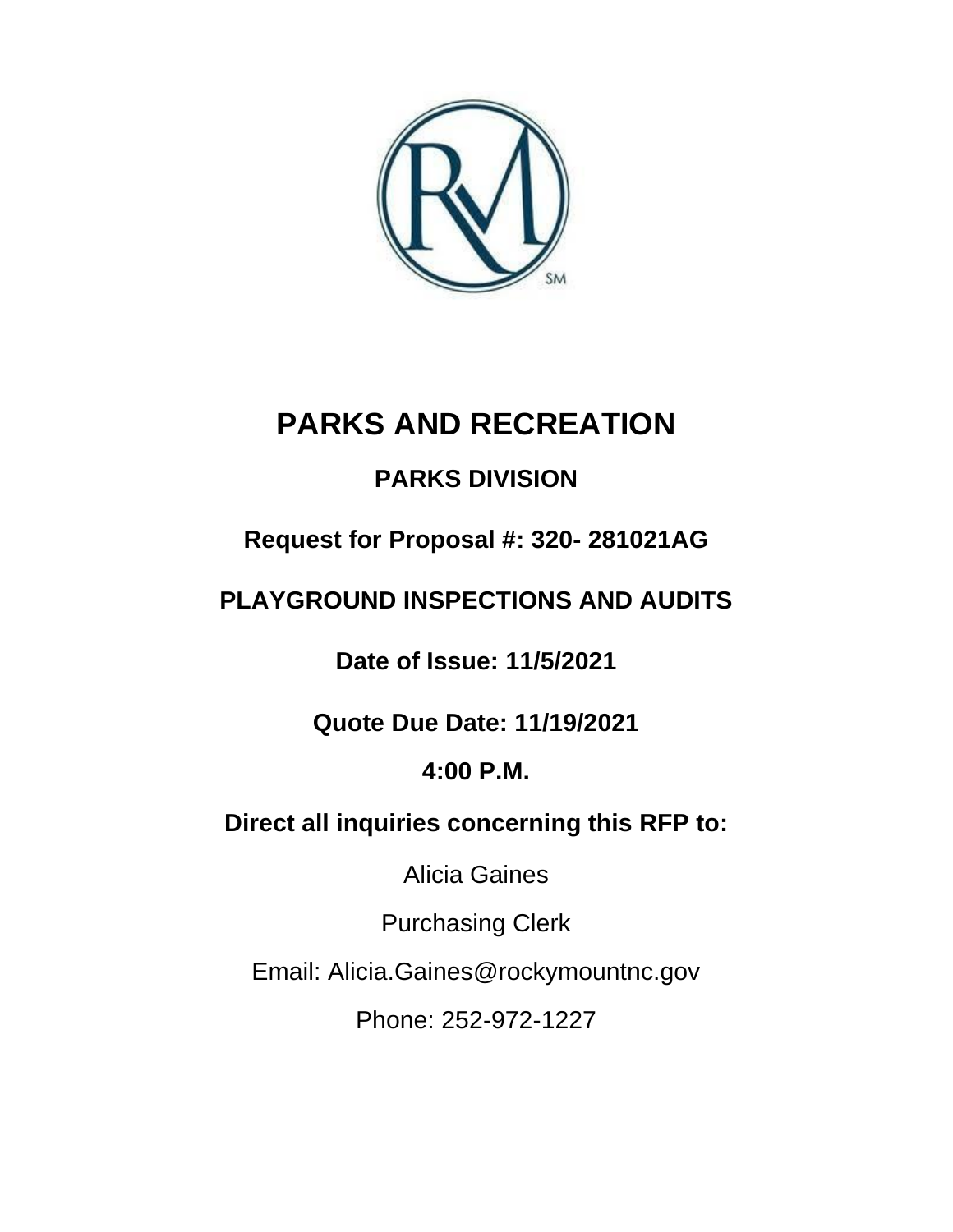# PARKS AND RECREATION

## PARKS DIVISION

**Request for Proposal #: 320- 281021AG**

**PLAYGROUND INSPECTIONS AND AUDITS**

**Date of Issue: 11/5/2021**

**Quote Due Date: 11/19/2021**

**4:00 P.M.**

**Direct all inquiries concerning this RFP to:**

Alicia Gaines

Purchasing Clerk

Email: Alicia.Gaines@rockymountnc.gov

Phone: 252-972-1227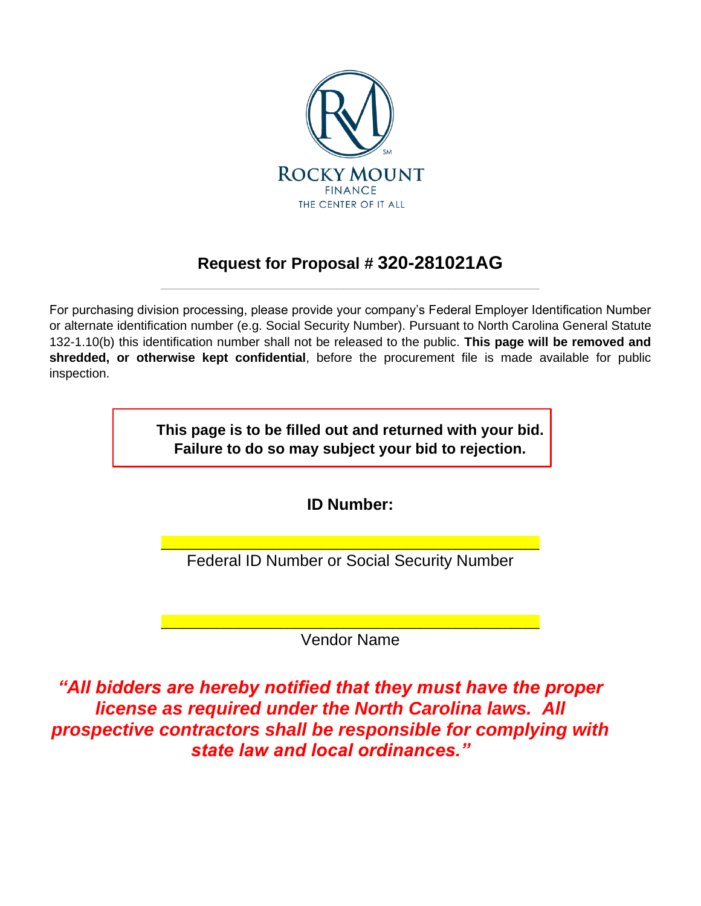ROCKY MOUNT
FINANCE
THE CENTER OF IT ALL

# Request for Proposal # 320-281021AG

---

For purchasing division processing, please provide your company's Federal Employer Identification Number or alternate identification number (e.g. Social Security Number). Pursuant to North Carolina General Statute 132-1.10(b) this identification number shall not be released to the public. **This page will be removed and shredded, or otherwise kept confidential**, before the procurement file is made available for public inspection.

**This page is to be filled out and returned with your bid.**
**Failure to do so may subject your bid to rejection.**

**ID Number:**

______________________________________________
Federal ID Number or Social Security Number

______________________________________________
Vendor Name

***"All bidders are hereby notified that they must have the proper license as required under the North Carolina laws. All prospective contractors shall be responsible for complying with state law and local ordinances."***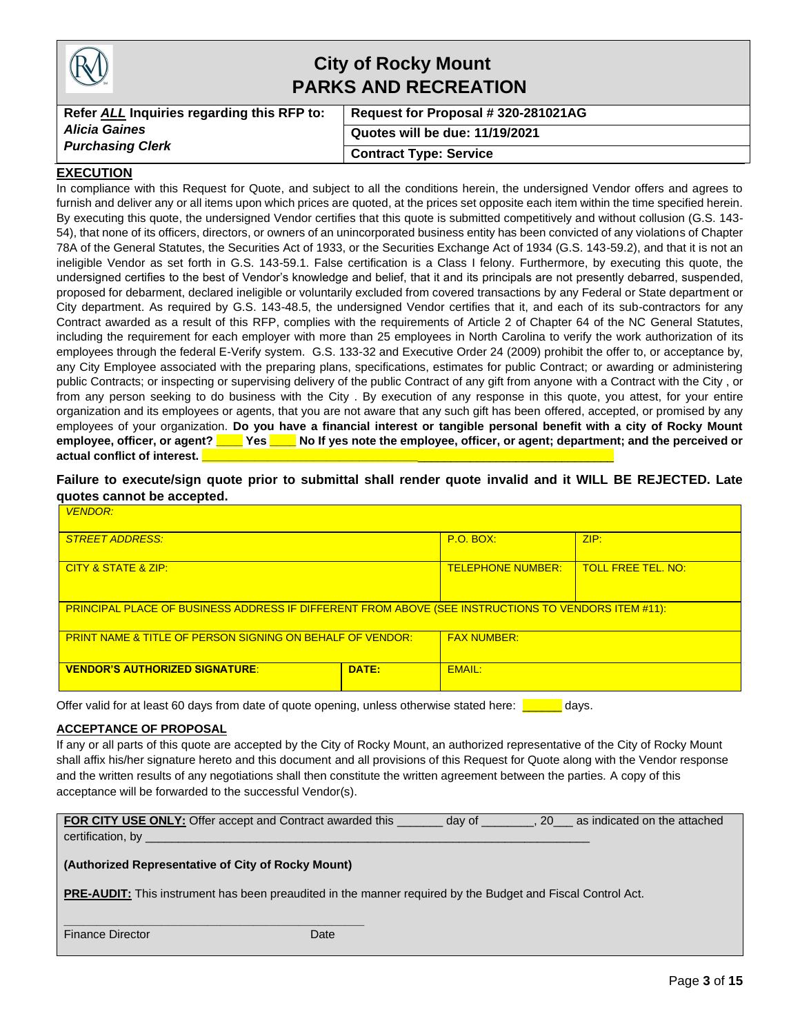# City of Rocky Mount
## PARKS AND RECREATION

| Refer ***ALL*** Inquiries regarding this RFP to: | Request for Proposal # 320-281021AG |
|---|---|
| ***Alicia Gaines*** | Quotes will be due: 11/19/2021 |
| ***Purchasing Clerk*** | Contract Type: Service |

### EXECUTION

In compliance with this Request for Quote, and subject to all the conditions herein, the undersigned Vendor offers and agrees to furnish and deliver any or all items upon which prices are quoted, at the prices set opposite each item within the time specified herein. By executing this quote, the undersigned Vendor certifies that this quote is submitted competitively and without collusion (G.S. 143-54), that none of its officers, directors, or owners of an unincorporated business entity has been convicted of any violations of Chapter 78A of the General Statutes, the Securities Act of 1933, or the Securities Exchange Act of 1934 (G.S. 143-59.2), and that it is not an ineligible Vendor as set forth in G.S. 143-59.1. False certification is a Class I felony. Furthermore, by executing this quote, the undersigned certifies to the best of Vendor's knowledge and belief, that it and its principals are not presently debarred, suspended, proposed for debarment, declared ineligible or voluntarily excluded from covered transactions by any Federal or State department or City department. As required by G.S. 143-48.5, the undersigned Vendor certifies that it, and each of its sub-contractors for any Contract awarded as a result of this RFP, complies with the requirements of Article 2 of Chapter 64 of the NC General Statutes, including the requirement for each employer with more than 25 employees in North Carolina to verify the work authorization of its employees through the federal E-Verify system. G.S. 133-32 and Executive Order 24 (2009) prohibit the offer to, or acceptance by, any City Employee associated with the preparing plans, specifications, estimates for public Contract; or awarding or administering public Contracts; or inspecting or supervising delivery of the public Contract of any gift from anyone with a Contract with the City , or from any person seeking to do business with the City . By execution of any response in this quote, you attest, for your entire organization and its employees or agents, that you are not aware that any such gift has been offered, accepted, or promised by any employees of your organization. **Do you have a financial interest or tangible personal benefit with a city of Rocky Mount employee, officer, or agent? ____ Yes ____ No If yes note the employee, officer, or agent; department; and the perceived or actual conflict of interest. ______________________________________________________________**

**Failure to execute/sign quote prior to submittal shall render quote invalid and it WILL BE REJECTED. Late quotes cannot be accepted.**

| *VENDOR:* | | | |
|---|---|---|---|
| *STREET ADDRESS:* | | P.O. BOX: | ZIP: |
| CITY & STATE & ZIP: | | TELEPHONE NUMBER: | TOLL FREE TEL. NO: |
| PRINCIPAL PLACE OF BUSINESS ADDRESS IF DIFFERENT FROM ABOVE (SEE INSTRUCTIONS TO VENDORS ITEM #11): | | | |
| PRINT NAME & TITLE OF PERSON SIGNING ON BEHALF OF VENDOR: | | FAX NUMBER: | |
| **VENDOR'S AUTHORIZED SIGNATURE**: | **DATE:** | EMAIL: | |

Offer valid for at least 60 days from date of quote opening, unless otherwise stated here: ______ days.

### ACCEPTANCE OF PROPOSAL

If any or all parts of this quote are accepted by the City of Rocky Mount, an authorized representative of the City of Rocky Mount shall affix his/her signature hereto and this document and all provisions of this Request for Quote along with the Vendor response and the written results of any negotiations shall then constitute the written agreement between the parties. A copy of this acceptance will be forwarded to the successful Vendor(s).

**FOR CITY USE ONLY:** Offer accept and Contract awarded this _______ day of ________, 20___ as indicated on the attached certification, by ____________________________________________________________________

**(Authorized Representative of City of Rocky Mount)**

**PRE-AUDIT:** This instrument has been preaudited in the manner required by the Budget and Fiscal Control Act.

_____________________________________________

Finance Director Date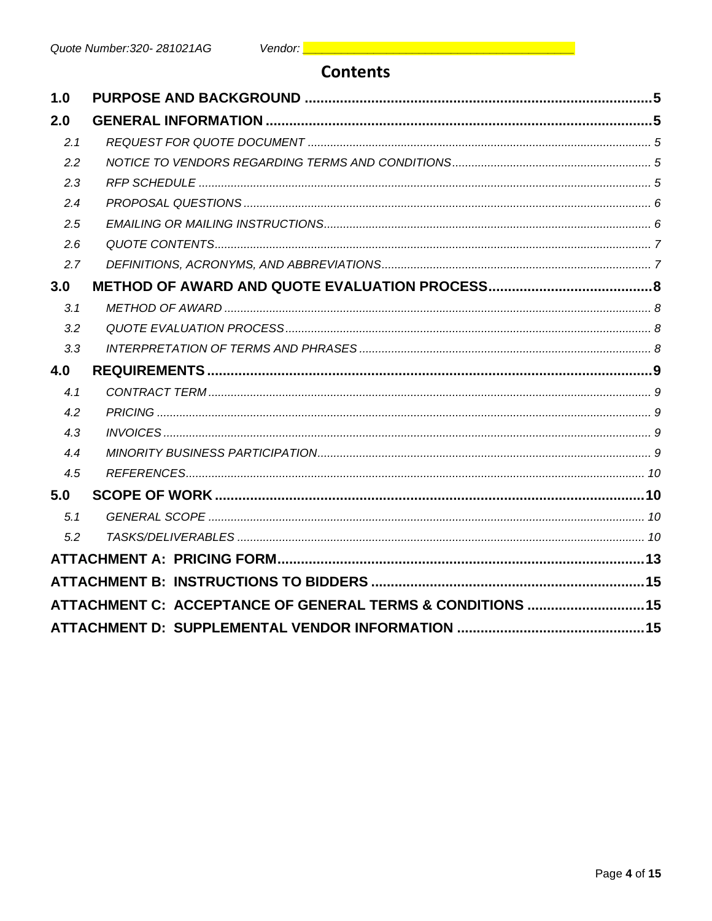# Contents

| | | |
|---|---|---|
| **1.0** | **PURPOSE AND BACKGROUND** | **5** |
| **2.0** | **GENERAL INFORMATION** | **5** |
| *2.1* | *REQUEST FOR QUOTE DOCUMENT* | *5* |
| *2.2* | *NOTICE TO VENDORS REGARDING TERMS AND CONDITIONS* | *5* |
| *2.3* | *RFP SCHEDULE* | *5* |
| *2.4* | *PROPOSAL QUESTIONS* | *6* |
| *2.5* | *EMAILING OR MAILING INSTRUCTIONS* | *6* |
| *2.6* | *QUOTE CONTENTS* | *7* |
| *2.7* | *DEFINITIONS, ACRONYMS, AND ABBREVIATIONS* | *7* |
| **3.0** | **METHOD OF AWARD AND QUOTE EVALUATION PROCESS** | **8** |
| *3.1* | *METHOD OF AWARD* | *8* |
| *3.2* | *QUOTE EVALUATION PROCESS* | *8* |
| *3.3* | *INTERPRETATION OF TERMS AND PHRASES* | *8* |
| **4.0** | **REQUIREMENTS** | **9** |
| *4.1* | *CONTRACT TERM* | *9* |
| *4.2* | *PRICING* | *9* |
| *4.3* | *INVOICES* | *9* |
| *4.4* | *MINORITY BUSINESS PARTICIPATION* | *9* |
| *4.5* | *REFERENCES* | *10* |
| **5.0** | **SCOPE OF WORK** | **10** |
| *5.1* | *GENERAL SCOPE* | *10* |
| *5.2* | *TASKS/DELIVERABLES* | *10* |
| | **ATTACHMENT A: PRICING FORM** | **13** |
| | **ATTACHMENT B: INSTRUCTIONS TO BIDDERS** | **15** |
| | **ATTACHMENT C: ACCEPTANCE OF GENERAL TERMS & CONDITIONS** | **15** |
| | **ATTACHMENT D: SUPPLEMENTAL VENDOR INFORMATION** | **15** |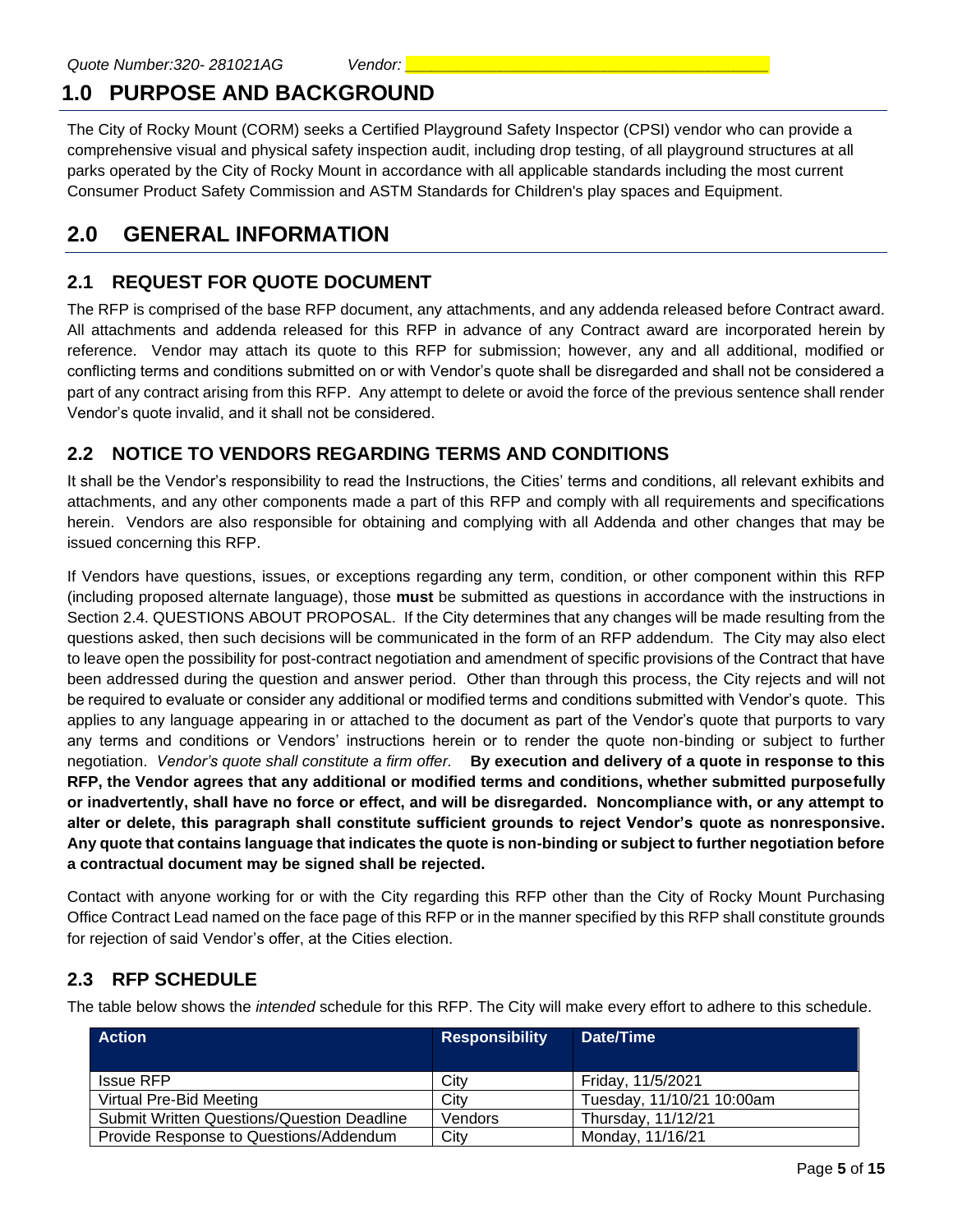# 1.0 PURPOSE AND BACKGROUND

The City of Rocky Mount (CORM) seeks a Certified Playground Safety Inspector (CPSI) vendor who can provide a comprehensive visual and physical safety inspection audit, including drop testing, of all playground structures at all parks operated by the City of Rocky Mount in accordance with all applicable standards including the most current Consumer Product Safety Commission and ASTM Standards for Children's play spaces and Equipment.

# 2.0 GENERAL INFORMATION

## 2.1 REQUEST FOR QUOTE DOCUMENT

The RFP is comprised of the base RFP document, any attachments, and any addenda released before Contract award. All attachments and addenda released for this RFP in advance of any Contract award are incorporated herein by reference. Vendor may attach its quote to this RFP for submission; however, any and all additional, modified or conflicting terms and conditions submitted on or with Vendor's quote shall be disregarded and shall not be considered a part of any contract arising from this RFP. Any attempt to delete or avoid the force of the previous sentence shall render Vendor's quote invalid, and it shall not be considered.

## 2.2 NOTICE TO VENDORS REGARDING TERMS AND CONDITIONS

It shall be the Vendor's responsibility to read the Instructions, the Cities' terms and conditions, all relevant exhibits and attachments, and any other components made a part of this RFP and comply with all requirements and specifications herein. Vendors are also responsible for obtaining and complying with all Addenda and other changes that may be issued concerning this RFP.

If Vendors have questions, issues, or exceptions regarding any term, condition, or other component within this RFP (including proposed alternate language), those **must** be submitted as questions in accordance with the instructions in Section 2.4. QUESTIONS ABOUT PROPOSAL. If the City determines that any changes will be made resulting from the questions asked, then such decisions will be communicated in the form of an RFP addendum. The City may also elect to leave open the possibility for post-contract negotiation and amendment of specific provisions of the Contract that have been addressed during the question and answer period. Other than through this process, the City rejects and will not be required to evaluate or consider any additional or modified terms and conditions submitted with Vendor's quote. This applies to any language appearing in or attached to the document as part of the Vendor's quote that purports to vary any terms and conditions or Vendors' instructions herein or to render the quote non-binding or subject to further negotiation. *Vendor's quote shall constitute a firm offer.* **By execution and delivery of a quote in response to this RFP, the Vendor agrees that any additional or modified terms and conditions, whether submitted purposefully or inadvertently, shall have no force or effect, and will be disregarded. Noncompliance with, or any attempt to alter or delete, this paragraph shall constitute sufficient grounds to reject Vendor's quote as nonresponsive. Any quote that contains language that indicates the quote is non-binding or subject to further negotiation before a contractual document may be signed shall be rejected.**

Contact with anyone working for or with the City regarding this RFP other than the City of Rocky Mount Purchasing Office Contract Lead named on the face page of this RFP or in the manner specified by this RFP shall constitute grounds for rejection of said Vendor's offer, at the Cities election.

## 2.3 RFP SCHEDULE

The table below shows the *intended* schedule for this RFP. The City will make every effort to adhere to this schedule.

| Action | Responsibility | Date/Time |
|---|---|---|
| Issue RFP | City | Friday, 11/5/2021 |
| Virtual Pre-Bid Meeting | City | Tuesday, 11/10/21 10:00am |
| Submit Written Questions/Question Deadline | Vendors | Thursday, 11/12/21 |
| Provide Response to Questions/Addendum | City | Monday, 11/16/21 |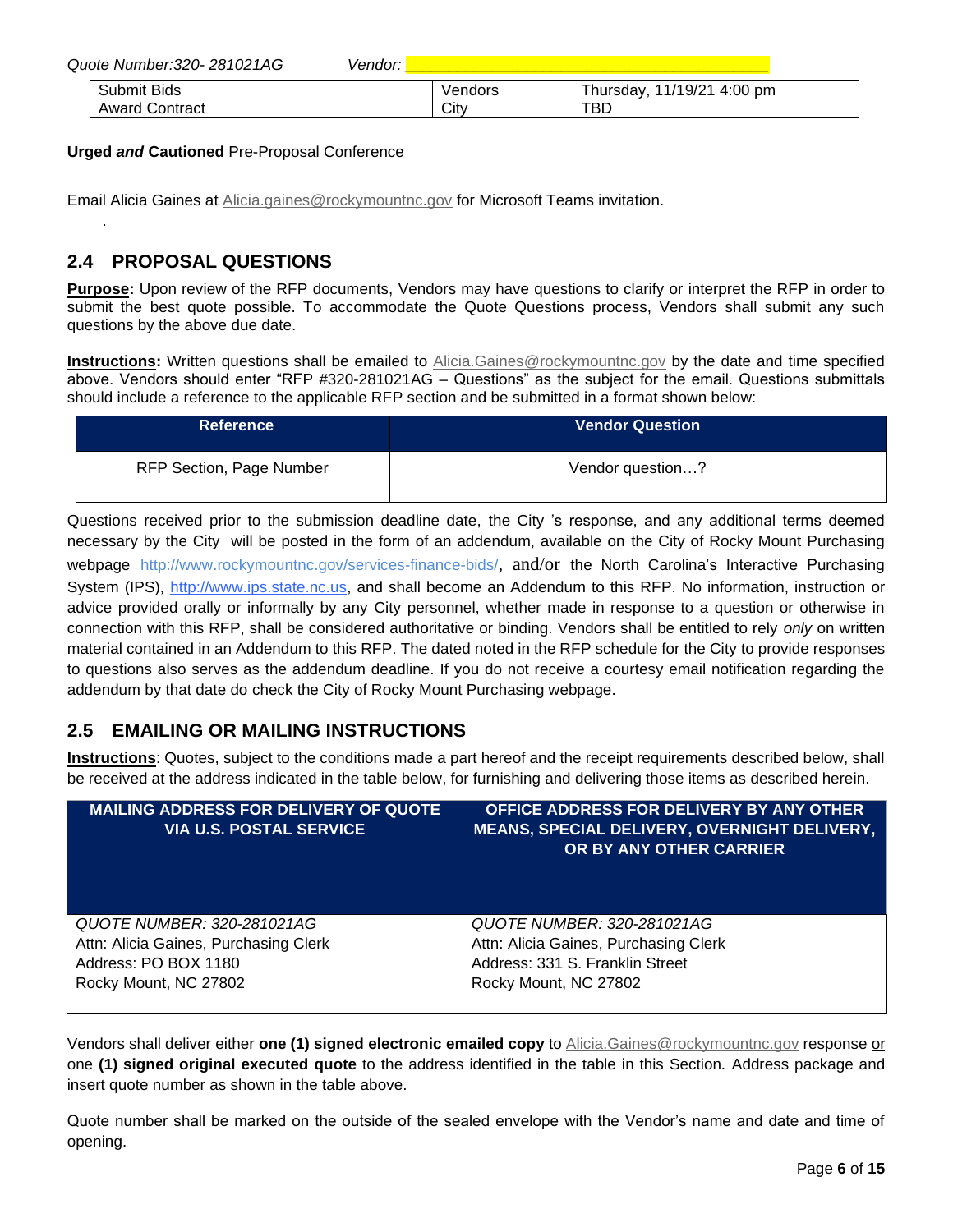Quote Number:320- 281021AG Vendor: ______________________________

| Submit Bids | Vendors | Thursday, 11/19/21 4:00 pm |
|---|---|---|
| Award Contract | City | TBD |

**Urged *and* Cautioned** Pre-Proposal Conference

Email Alicia Gaines at Alicia.gaines@rockymountnc.gov for Microsoft Teams invitation.

.

## 2.4 PROPOSAL QUESTIONS

**Purpose:** Upon review of the RFP documents, Vendors may have questions to clarify or interpret the RFP in order to submit the best quote possible. To accommodate the Quote Questions process, Vendors shall submit any such questions by the above due date.

**Instructions:** Written questions shall be emailed to Alicia.Gaines@rockymountnc.gov by the date and time specified above. Vendors should enter "RFP #320-281021AG – Questions" as the subject for the email. Questions submittals should include a reference to the applicable RFP section and be submitted in a format shown below:

| Reference | Vendor Question |
|---|---|
| RFP Section, Page Number | Vendor question…? |

Questions received prior to the submission deadline date, the City 's response, and any additional terms deemed necessary by the City will be posted in the form of an addendum, available on the City of Rocky Mount Purchasing webpage http://www.rockymountnc.gov/services-finance-bids/, and/or the North Carolina's Interactive Purchasing System (IPS), http://www.ips.state.nc.us, and shall become an Addendum to this RFP. No information, instruction or advice provided orally or informally by any City personnel, whether made in response to a question or otherwise in connection with this RFP, shall be considered authoritative or binding. Vendors shall be entitled to rely *only* on written material contained in an Addendum to this RFP. The dated noted in the RFP schedule for the City to provide responses to questions also serves as the addendum deadline. If you do not receive a courtesy email notification regarding the addendum by that date do check the City of Rocky Mount Purchasing webpage.

## 2.5 EMAILING OR MAILING INSTRUCTIONS

**Instructions**: Quotes, subject to the conditions made a part hereof and the receipt requirements described below, shall be received at the address indicated in the table below, for furnishing and delivering those items as described herein.

| MAILING ADDRESS FOR DELIVERY OF QUOTE VIA U.S. POSTAL SERVICE | OFFICE ADDRESS FOR DELIVERY BY ANY OTHER MEANS, SPECIAL DELIVERY, OVERNIGHT DELIVERY, OR BY ANY OTHER CARRIER |
|---|---|
| *QUOTE NUMBER: 320-281021AG*<br>Attn: Alicia Gaines, Purchasing Clerk<br>Address: PO BOX 1180<br>Rocky Mount, NC 27802 | *QUOTE NUMBER: 320-281021AG*<br>Attn: Alicia Gaines, Purchasing Clerk<br>Address: 331 S. Franklin Street<br>Rocky Mount, NC 27802 |

Vendors shall deliver either **one (1) signed electronic emailed copy** to Alicia.Gaines@rockymountnc.gov response or one **(1) signed original executed quote** to the address identified in the table in this Section. Address package and insert quote number as shown in the table above.

Quote number shall be marked on the outside of the sealed envelope with the Vendor's name and date and time of opening.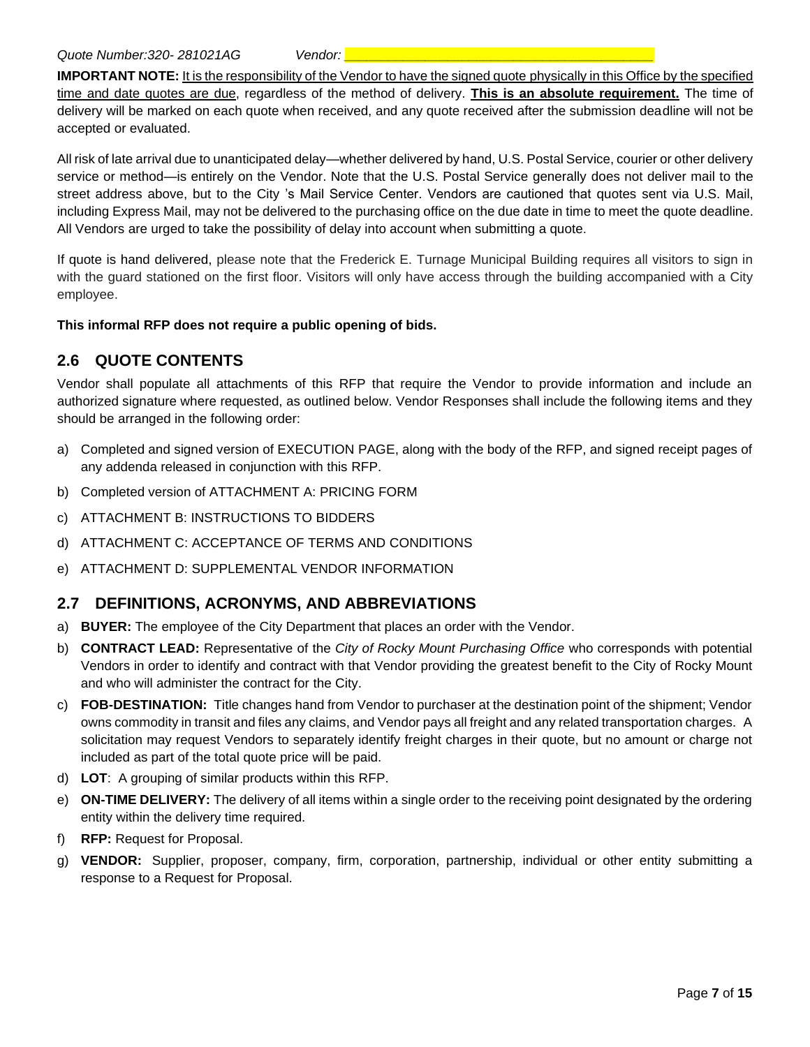*Quote Number:320- 281021AG* *Vendor:* ________________________________________

**IMPORTANT NOTE:** It is the responsibility of the Vendor to have the signed quote physically in this Office by the specified time and date quotes are due, regardless of the method of delivery. **This is an absolute requirement.** The time of delivery will be marked on each quote when received, and any quote received after the submission deadline will not be accepted or evaluated.

All risk of late arrival due to unanticipated delay—whether delivered by hand, U.S. Postal Service, courier or other delivery service or method—is entirely on the Vendor. Note that the U.S. Postal Service generally does not deliver mail to the street address above, but to the City 's Mail Service Center. Vendors are cautioned that quotes sent via U.S. Mail, including Express Mail, may not be delivered to the purchasing office on the due date in time to meet the quote deadline. All Vendors are urged to take the possibility of delay into account when submitting a quote.

If quote is hand delivered, please note that the Frederick E. Turnage Municipal Building requires all visitors to sign in with the guard stationed on the first floor. Visitors will only have access through the building accompanied with a City employee.

**This informal RFP does not require a public opening of bids.**

## 2.6 QUOTE CONTENTS

Vendor shall populate all attachments of this RFP that require the Vendor to provide information and include an authorized signature where requested, as outlined below. Vendor Responses shall include the following items and they should be arranged in the following order:

a) Completed and signed version of EXECUTION PAGE, along with the body of the RFP, and signed receipt pages of any addenda released in conjunction with this RFP.
b) Completed version of ATTACHMENT A: PRICING FORM
c) ATTACHMENT B: INSTRUCTIONS TO BIDDERS
d) ATTACHMENT C: ACCEPTANCE OF TERMS AND CONDITIONS
e) ATTACHMENT D: SUPPLEMENTAL VENDOR INFORMATION

## 2.7 DEFINITIONS, ACRONYMS, AND ABBREVIATIONS

a) **BUYER:** The employee of the City Department that places an order with the Vendor.
b) **CONTRACT LEAD:** Representative of the *City of Rocky Mount Purchasing Office* who corresponds with potential Vendors in order to identify and contract with that Vendor providing the greatest benefit to the City of Rocky Mount and who will administer the contract for the City.
c) **FOB-DESTINATION:** Title changes hand from Vendor to purchaser at the destination point of the shipment; Vendor owns commodity in transit and files any claims, and Vendor pays all freight and any related transportation charges. A solicitation may request Vendors to separately identify freight charges in their quote, but no amount or charge not included as part of the total quote price will be paid.
d) **LOT**: A grouping of similar products within this RFP.
e) **ON-TIME DELIVERY:** The delivery of all items within a single order to the receiving point designated by the ordering entity within the delivery time required.
f) **RFP:** Request for Proposal.
g) **VENDOR:** Supplier, proposer, company, firm, corporation, partnership, individual or other entity submitting a response to a Request for Proposal.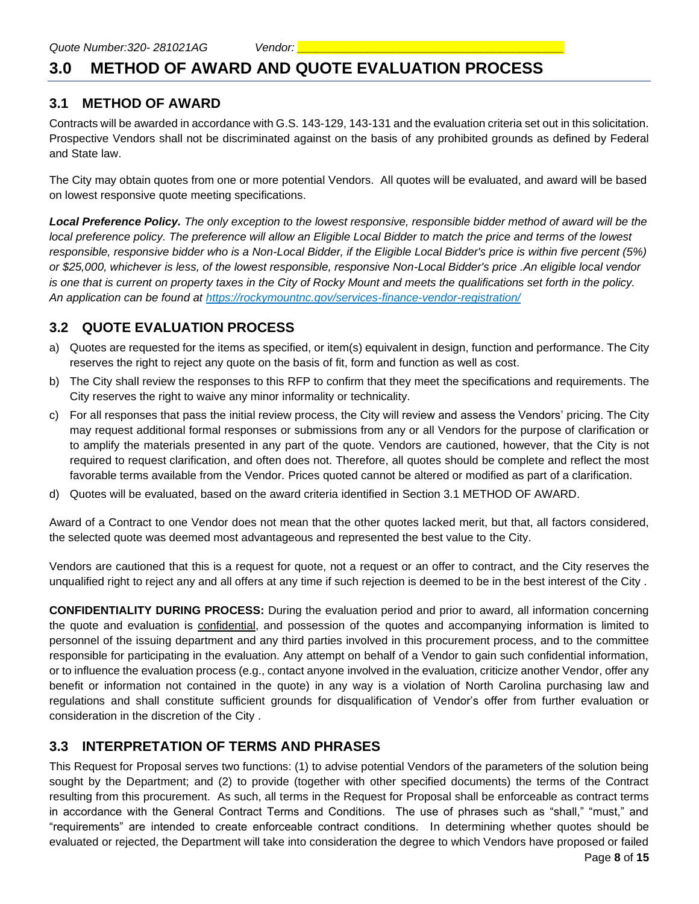## 3.0 METHOD OF AWARD AND QUOTE EVALUATION PROCESS

### 3.1 METHOD OF AWARD

Contracts will be awarded in accordance with G.S. 143-129, 143-131 and the evaluation criteria set out in this solicitation. Prospective Vendors shall not be discriminated against on the basis of any prohibited grounds as defined by Federal and State law.

The City may obtain quotes from one or more potential Vendors. All quotes will be evaluated, and award will be based on lowest responsive quote meeting specifications.

***Local Preference Policy.*** *The only exception to the lowest responsive, responsible bidder method of award will be the local preference policy. The preference will allow an Eligible Local Bidder to match the price and terms of the lowest responsible, responsive bidder who is a Non-Local Bidder, if the Eligible Local Bidder's price is within five percent (5%) or $25,000, whichever is less, of the lowest responsible, responsive Non-Local Bidder's price .An eligible local vendor is one that is current on property taxes in the City of Rocky Mount and meets the qualifications set forth in the policy. An application can be found at https://rockymountnc.gov/services-finance-vendor-registration/*

### 3.2 QUOTE EVALUATION PROCESS

a) Quotes are requested for the items as specified, or item(s) equivalent in design, function and performance. The City reserves the right to reject any quote on the basis of fit, form and function as well as cost.

b) The City shall review the responses to this RFP to confirm that they meet the specifications and requirements. The City reserves the right to waive any minor informality or technicality.

c) For all responses that pass the initial review process, the City will review and assess the Vendors' pricing. The City may request additional formal responses or submissions from any or all Vendors for the purpose of clarification or to amplify the materials presented in any part of the quote. Vendors are cautioned, however, that the City is not required to request clarification, and often does not. Therefore, all quotes should be complete and reflect the most favorable terms available from the Vendor. Prices quoted cannot be altered or modified as part of a clarification.

d) Quotes will be evaluated, based on the award criteria identified in Section 3.1 METHOD OF AWARD.

Award of a Contract to one Vendor does not mean that the other quotes lacked merit, but that, all factors considered, the selected quote was deemed most advantageous and represented the best value to the City.

Vendors are cautioned that this is a request for quote, not a request or an offer to contract, and the City reserves the unqualified right to reject any and all offers at any time if such rejection is deemed to be in the best interest of the City .

**CONFIDENTIALITY DURING PROCESS:** During the evaluation period and prior to award, all information concerning the quote and evaluation is confidential, and possession of the quotes and accompanying information is limited to personnel of the issuing department and any third parties involved in this procurement process, and to the committee responsible for participating in the evaluation. Any attempt on behalf of a Vendor to gain such confidential information, or to influence the evaluation process (e.g., contact anyone involved in the evaluation, criticize another Vendor, offer any benefit or information not contained in the quote) in any way is a violation of North Carolina purchasing law and regulations and shall constitute sufficient grounds for disqualification of Vendor's offer from further evaluation or consideration in the discretion of the City .

### 3.3 INTERPRETATION OF TERMS AND PHRASES

This Request for Proposal serves two functions: (1) to advise potential Vendors of the parameters of the solution being sought by the Department; and (2) to provide (together with other specified documents) the terms of the Contract resulting from this procurement. As such, all terms in the Request for Proposal shall be enforceable as contract terms in accordance with the General Contract Terms and Conditions. The use of phrases such as "shall," "must," and "requirements" are intended to create enforceable contract conditions. In determining whether quotes should be evaluated or rejected, the Department will take into consideration the degree to which Vendors have proposed or failed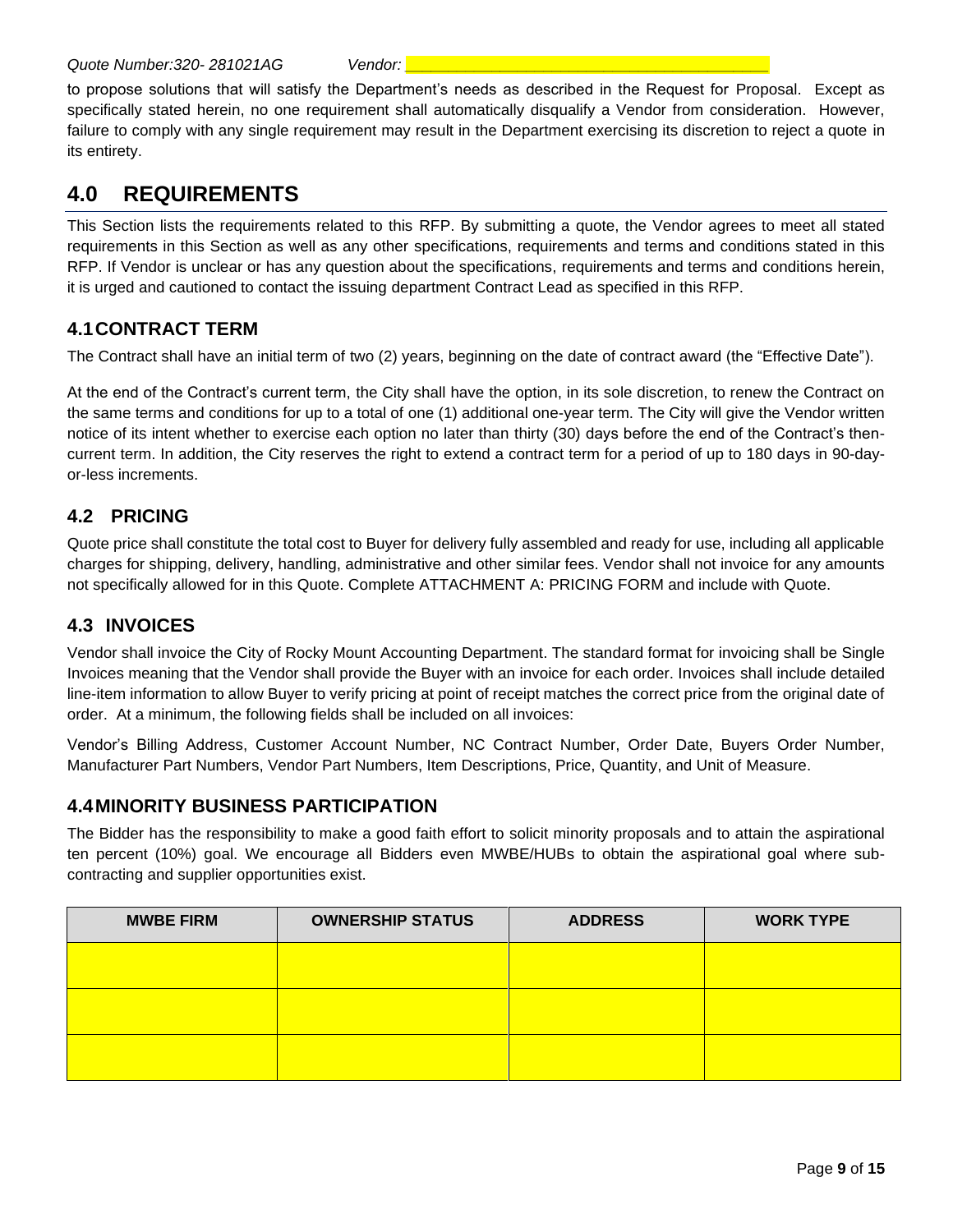to propose solutions that will satisfy the Department's needs as described in the Request for Proposal. Except as specifically stated herein, no one requirement shall automatically disqualify a Vendor from consideration. However, failure to comply with any single requirement may result in the Department exercising its discretion to reject a quote in its entirety.

# 4.0 REQUIREMENTS

This Section lists the requirements related to this RFP. By submitting a quote, the Vendor agrees to meet all stated requirements in this Section as well as any other specifications, requirements and terms and conditions stated in this RFP. If Vendor is unclear or has any question about the specifications, requirements and terms and conditions herein, it is urged and cautioned to contact the issuing department Contract Lead as specified in this RFP.

## 4.1 CONTRACT TERM

The Contract shall have an initial term of two (2) years, beginning on the date of contract award (the "Effective Date").

At the end of the Contract's current term, the City shall have the option, in its sole discretion, to renew the Contract on the same terms and conditions for up to a total of one (1) additional one-year term. The City will give the Vendor written notice of its intent whether to exercise each option no later than thirty (30) days before the end of the Contract's then-current term. In addition, the City reserves the right to extend a contract term for a period of up to 180 days in 90-day-or-less increments.

## 4.2 PRICING

Quote price shall constitute the total cost to Buyer for delivery fully assembled and ready for use, including all applicable charges for shipping, delivery, handling, administrative and other similar fees. Vendor shall not invoice for any amounts not specifically allowed for in this Quote. Complete ATTACHMENT A: PRICING FORM and include with Quote.

## 4.3 INVOICES

Vendor shall invoice the City of Rocky Mount Accounting Department. The standard format for invoicing shall be Single Invoices meaning that the Vendor shall provide the Buyer with an invoice for each order. Invoices shall include detailed line-item information to allow Buyer to verify pricing at point of receipt matches the correct price from the original date of order. At a minimum, the following fields shall be included on all invoices:

Vendor's Billing Address, Customer Account Number, NC Contract Number, Order Date, Buyers Order Number, Manufacturer Part Numbers, Vendor Part Numbers, Item Descriptions, Price, Quantity, and Unit of Measure.

## 4.4 MINORITY BUSINESS PARTICIPATION

The Bidder has the responsibility to make a good faith effort to solicit minority proposals and to attain the aspirational ten percent (10%) goal. We encourage all Bidders even MWBE/HUBs to obtain the aspirational goal where sub-contracting and supplier opportunities exist.

| MWBE FIRM | OWNERSHIP STATUS | ADDRESS | WORK TYPE |
|---|---|---|---|
| | | | |
| | | | |
| | | | |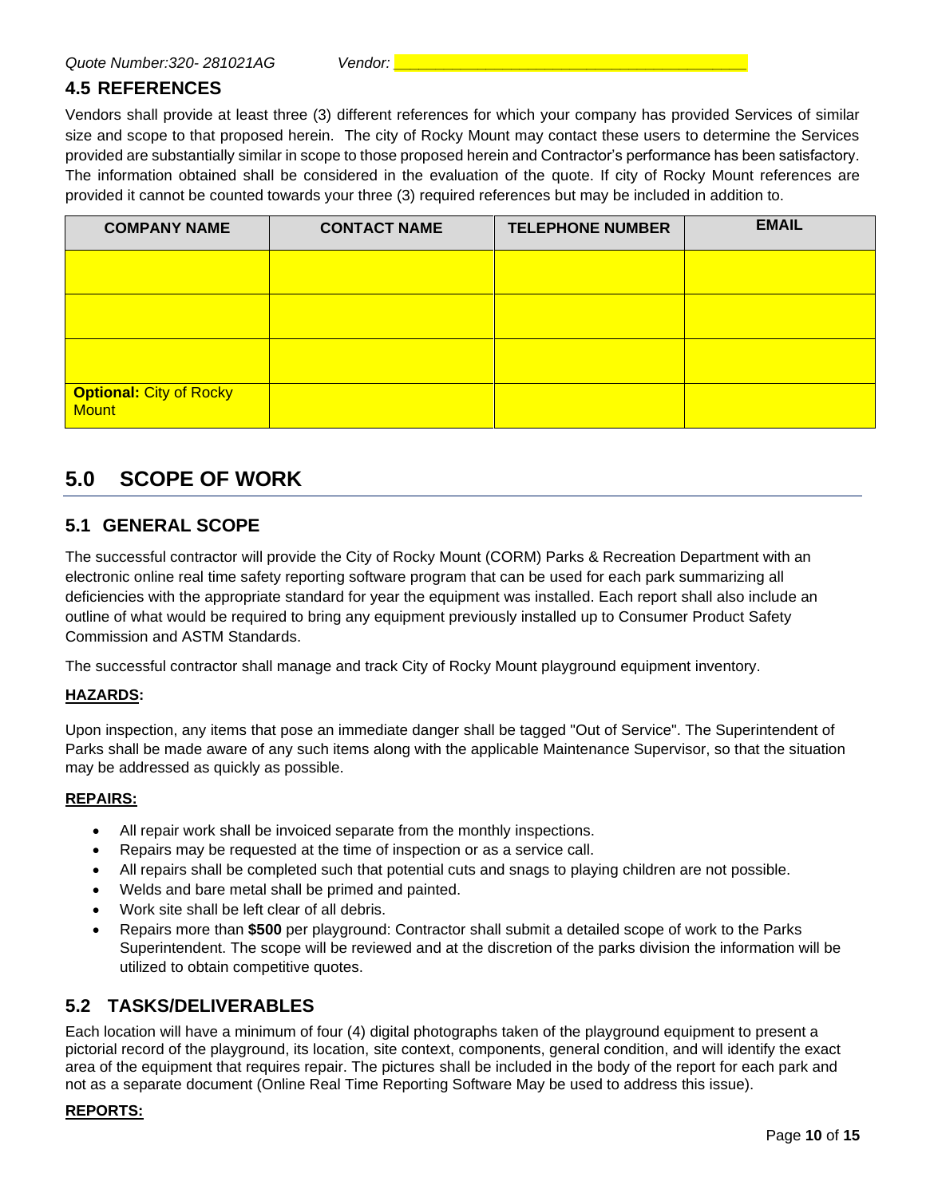Quote Number:320- 281021AG Vendor: ___________________________________________

## 4.5 REFERENCES

Vendors shall provide at least three (3) different references for which your company has provided Services of similar size and scope to that proposed herein. The city of Rocky Mount may contact these users to determine the Services provided are substantially similar in scope to those proposed herein and Contractor's performance has been satisfactory. The information obtained shall be considered in the evaluation of the quote. If city of Rocky Mount references are provided it cannot be counted towards your three (3) required references but may be included in addition to.

| COMPANY NAME | CONTACT NAME | TELEPHONE NUMBER | EMAIL |
|---|---|---|---|
| | | | |
| | | | |
| | | | |
| **Optional:** City of Rocky Mount | | | |

# 5.0 SCOPE OF WORK

## 5.1 GENERAL SCOPE

The successful contractor will provide the City of Rocky Mount (CORM) Parks & Recreation Department with an electronic online real time safety reporting software program that can be used for each park summarizing all deficiencies with the appropriate standard for year the equipment was installed. Each report shall also include an outline of what would be required to bring any equipment previously installed up to Consumer Product Safety Commission and ASTM Standards.

The successful contractor shall manage and track City of Rocky Mount playground equipment inventory.

**HAZARDS:**

Upon inspection, any items that pose an immediate danger shall be tagged "Out of Service". The Superintendent of Parks shall be made aware of any such items along with the applicable Maintenance Supervisor, so that the situation may be addressed as quickly as possible.

**REPAIRS:**

- All repair work shall be invoiced separate from the monthly inspections.
- Repairs may be requested at the time of inspection or as a service call.
- All repairs shall be completed such that potential cuts and snags to playing children are not possible.
- Welds and bare metal shall be primed and painted.
- Work site shall be left clear of all debris.
- Repairs more than **$500** per playground: Contractor shall submit a detailed scope of work to the Parks Superintendent. The scope will be reviewed and at the discretion of the parks division the information will be utilized to obtain competitive quotes.

## 5.2 TASKS/DELIVERABLES

Each location will have a minimum of four (4) digital photographs taken of the playground equipment to present a pictorial record of the playground, its location, site context, components, general condition, and will identify the exact area of the equipment that requires repair. The pictures shall be included in the body of the report for each park and not as a separate document (Online Real Time Reporting Software May be used to address this issue).

**REPORTS:**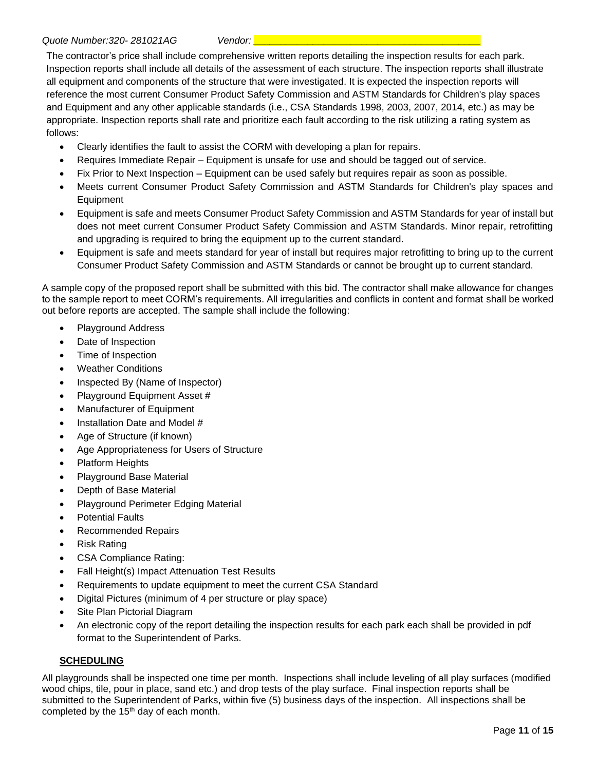The contractor's price shall include comprehensive written reports detailing the inspection results for each park. Inspection reports shall include all details of the assessment of each structure. The inspection reports shall illustrate all equipment and components of the structure that were investigated. It is expected the inspection reports will reference the most current Consumer Product Safety Commission and ASTM Standards for Children's play spaces and Equipment and any other applicable standards (i.e., CSA Standards 1998, 2003, 2007, 2014, etc.) as may be appropriate. Inspection reports shall rate and prioritize each fault according to the risk utilizing a rating system as follows:

- Clearly identifies the fault to assist the CORM with developing a plan for repairs.
- Requires Immediate Repair – Equipment is unsafe for use and should be tagged out of service.
- Fix Prior to Next Inspection – Equipment can be used safely but requires repair as soon as possible.
- Meets current Consumer Product Safety Commission and ASTM Standards for Children's play spaces and Equipment
- Equipment is safe and meets Consumer Product Safety Commission and ASTM Standards for year of install but does not meet current Consumer Product Safety Commission and ASTM Standards. Minor repair, retrofitting and upgrading is required to bring the equipment up to the current standard.
- Equipment is safe and meets standard for year of install but requires major retrofitting to bring up to the current Consumer Product Safety Commission and ASTM Standards or cannot be brought up to current standard.

A sample copy of the proposed report shall be submitted with this bid. The contractor shall make allowance for changes to the sample report to meet CORM's requirements. All irregularities and conflicts in content and format shall be worked out before reports are accepted. The sample shall include the following:

- Playground Address
- Date of Inspection
- Time of Inspection
- Weather Conditions
- Inspected By (Name of Inspector)
- Playground Equipment Asset #
- Manufacturer of Equipment
- Installation Date and Model #
- Age of Structure (if known)
- Age Appropriateness for Users of Structure
- Platform Heights
- Playground Base Material
- Depth of Base Material
- Playground Perimeter Edging Material
- Potential Faults
- Recommended Repairs
- Risk Rating
- CSA Compliance Rating:
- Fall Height(s) Impact Attenuation Test Results
- Requirements to update equipment to meet the current CSA Standard
- Digital Pictures (minimum of 4 per structure or play space)
- Site Plan Pictorial Diagram
- An electronic copy of the report detailing the inspection results for each park each shall be provided in pdf format to the Superintendent of Parks.

## SCHEDULING

All playgrounds shall be inspected one time per month. Inspections shall include leveling of all play surfaces (modified wood chips, tile, pour in place, sand etc.) and drop tests of the play surface. Final inspection reports shall be submitted to the Superintendent of Parks, within five (5) business days of the inspection. All inspections shall be completed by the 15th day of each month.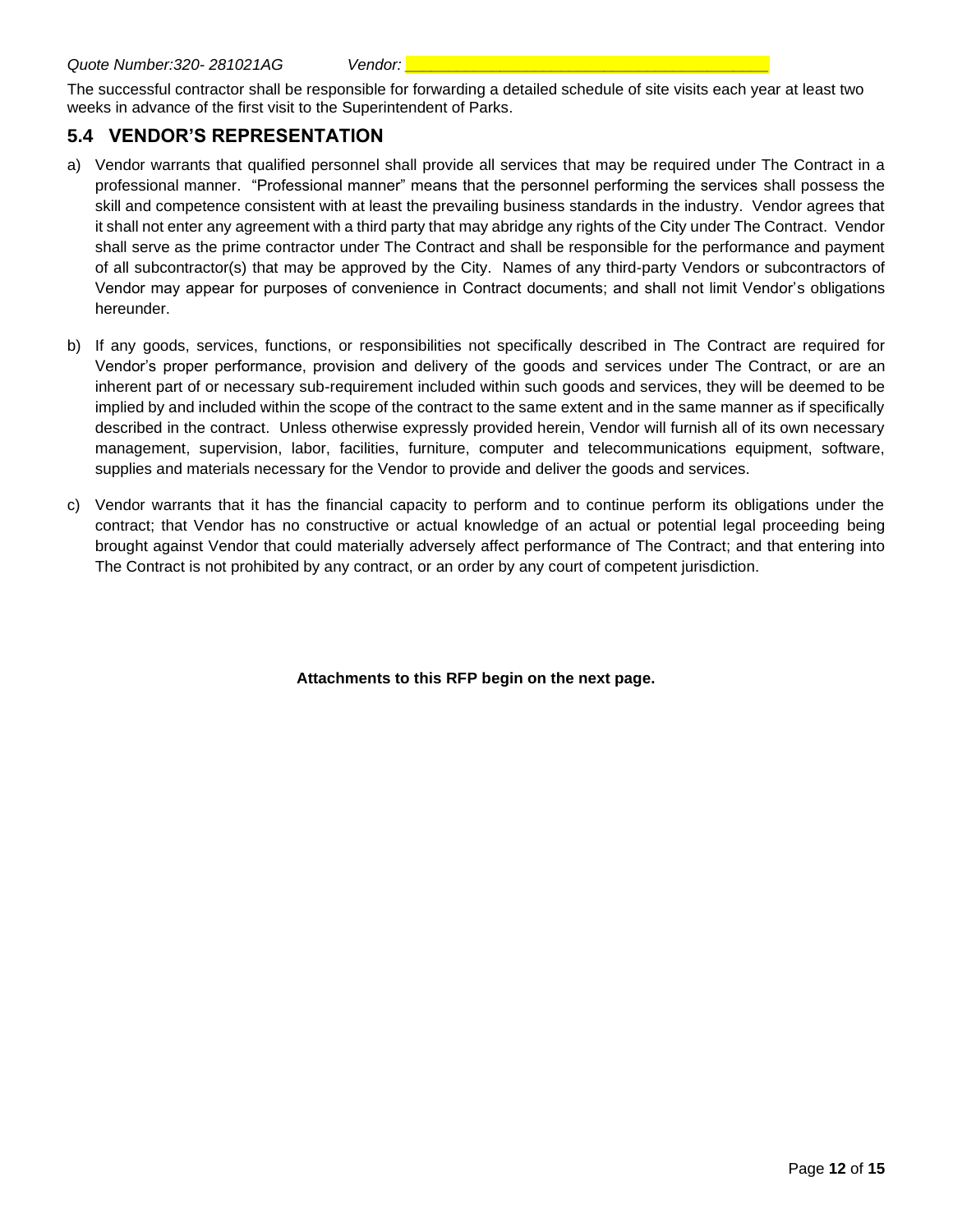The successful contractor shall be responsible for forwarding a detailed schedule of site visits each year at least two weeks in advance of the first visit to the Superintendent of Parks.

## 5.4 VENDOR'S REPRESENTATION

a) Vendor warrants that qualified personnel shall provide all services that may be required under The Contract in a professional manner. "Professional manner" means that the personnel performing the services shall possess the skill and competence consistent with at least the prevailing business standards in the industry. Vendor agrees that it shall not enter any agreement with a third party that may abridge any rights of the City under The Contract. Vendor shall serve as the prime contractor under The Contract and shall be responsible for the performance and payment of all subcontractor(s) that may be approved by the City. Names of any third-party Vendors or subcontractors of Vendor may appear for purposes of convenience in Contract documents; and shall not limit Vendor's obligations hereunder.

b) If any goods, services, functions, or responsibilities not specifically described in The Contract are required for Vendor's proper performance, provision and delivery of the goods and services under The Contract, or are an inherent part of or necessary sub-requirement included within such goods and services, they will be deemed to be implied by and included within the scope of the contract to the same extent and in the same manner as if specifically described in the contract. Unless otherwise expressly provided herein, Vendor will furnish all of its own necessary management, supervision, labor, facilities, furniture, computer and telecommunications equipment, software, supplies and materials necessary for the Vendor to provide and deliver the goods and services.

c) Vendor warrants that it has the financial capacity to perform and to continue perform its obligations under the contract; that Vendor has no constructive or actual knowledge of an actual or potential legal proceeding being brought against Vendor that could materially adversely affect performance of The Contract; and that entering into The Contract is not prohibited by any contract, or an order by any court of competent jurisdiction.

**Attachments to this RFP begin on the next page.**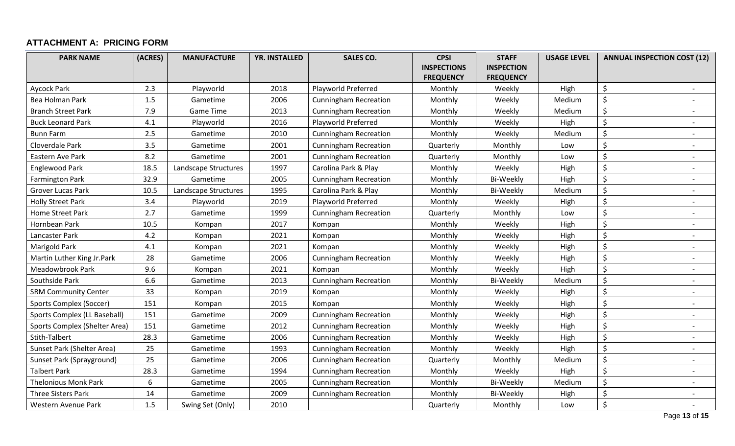### ATTACHMENT A: PRICING FORM

| PARK NAME | (ACRES) | MANUFACTURE | YR. INSTALLED | SALES CO. | CPSI INSPECTIONS FREQUENCY | STAFF INSPECTION FREQUENCY | USAGE LEVEL | ANNUAL INSPECTION COST (12) |
|---|---|---|---|---|---|---|---|---|
| Aycock Park | 2.3 | Playworld | 2018 | Playworld Preferred | Monthly | Weekly | High | $ - |
| Bea Holman Park | 1.5 | Gametime | 2006 | Cunningham Recreation | Monthly | Weekly | Medium | $ - |
| Branch Street Park | 7.9 | Game Time | 2013 | Cunningham Recreation | Monthly | Weekly | Medium | $ - |
| Buck Leonard Park | 4.1 | Playworld | 2016 | Playworld Preferred | Monthly | Weekly | High | $ - |
| Bunn Farm | 2.5 | Gametime | 2010 | Cunningham Recreation | Monthly | Weekly | Medium | $ - |
| Cloverdale Park | 3.5 | Gametime | 2001 | Cunningham Recreation | Quarterly | Monthly | Low | $ - |
| Eastern Ave Park | 8.2 | Gametime | 2001 | Cunningham Recreation | Quarterly | Monthly | Low | $ - |
| Englewood Park | 18.5 | Landscape Structures | 1997 | Carolina Park & Play | Monthly | Weekly | High | $ - |
| Farmington Park | 32.9 | Gametime | 2005 | Cunningham Recreation | Monthly | Bi-Weekly | High | $ - |
| Grover Lucas Park | 10.5 | Landscape Structures | 1995 | Carolina Park & Play | Monthly | Bi-Weekly | Medium | $ - |
| Holly Street Park | 3.4 | Playworld | 2019 | Playworld Preferred | Monthly | Weekly | High | $ - |
| Home Street Park | 2.7 | Gametime | 1999 | Cunningham Recreation | Quarterly | Monthly | Low | $ - |
| Hornbean Park | 10.5 | Kompan | 2017 | Kompan | Monthly | Weekly | High | $ - |
| Lancaster Park | 4.2 | Kompan | 2021 | Kompan | Monthly | Weekly | High | $ - |
| Marigold Park | 4.1 | Kompan | 2021 | Kompan | Monthly | Weekly | High | $ - |
| Martin Luther King Jr.Park | 28 | Gametime | 2006 | Cunningham Recreation | Monthly | Weekly | High | $ - |
| Meadowbrook Park | 9.6 | Kompan | 2021 | Kompan | Monthly | Weekly | High | $ - |
| Southside Park | 6.6 | Gametime | 2013 | Cunningham Recreation | Monthly | Bi-Weekly | Medium | $ - |
| SRM Community Center | 33 | Kompan | 2019 | Kompan | Monthly | Weekly | High | $ - |
| Sports Complex (Soccer) | 151 | Kompan | 2015 | Kompan | Monthly | Weekly | High | $ - |
| Sports Complex (LL Baseball) | 151 | Gametime | 2009 | Cunningham Recreation | Monthly | Weekly | High | $ - |
| Sports Complex (Shelter Area) | 151 | Gametime | 2012 | Cunningham Recreation | Monthly | Weekly | High | $ - |
| Stith-Talbert | 28.3 | Gametime | 2006 | Cunningham Recreation | Monthly | Weekly | High | $ - |
| Sunset Park (Shelter Area) | 25 | Gametime | 1993 | Cunningham Recreation | Monthly | Weekly | High | $ - |
| Sunset Park (Sprayground) | 25 | Gametime | 2006 | Cunningham Recreation | Quarterly | Monthly | Medium | $ - |
| Talbert Park | 28.3 | Gametime | 1994 | Cunningham Recreation | Monthly | Weekly | High | $ - |
| Thelonious Monk Park | 6 | Gametime | 2005 | Cunningham Recreation | Monthly | Bi-Weekly | Medium | $ - |
| Three Sisters Park | 14 | Gametime | 2009 | Cunningham Recreation | Monthly | Bi-Weekly | High | $ - |
| Western Avenue Park | 1.5 | Swing Set (Only) | 2010 | | Quarterly | Monthly | Low | $ - |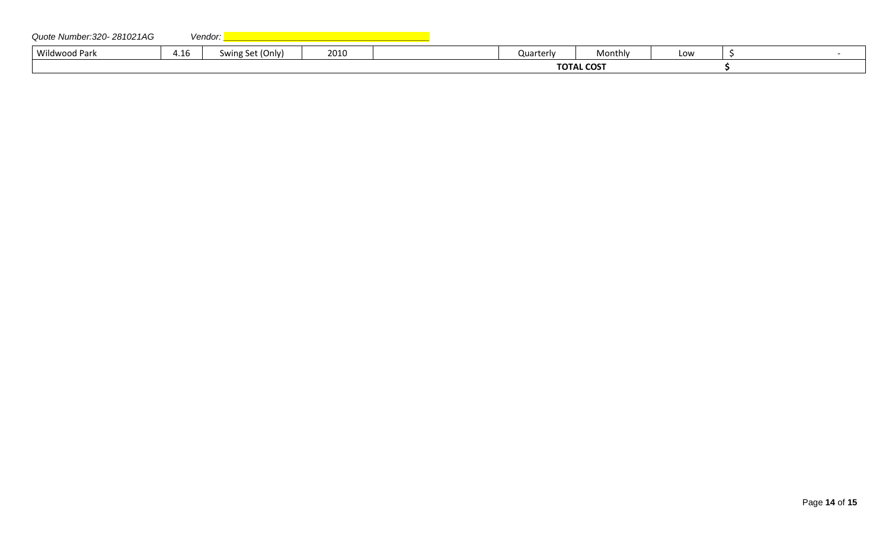*Quote Number:320- 281021AG* *Vendor: ______________________________*

| | | | | | | | | |
|---|---|---|---|---|---|---|---|---|
| Wildwood Park | 4.16 | Swing Set (Only) | 2010 | | Quarterly | Monthly | Low | $ - |
| | | | | | **TOTAL COST** | | | **$** |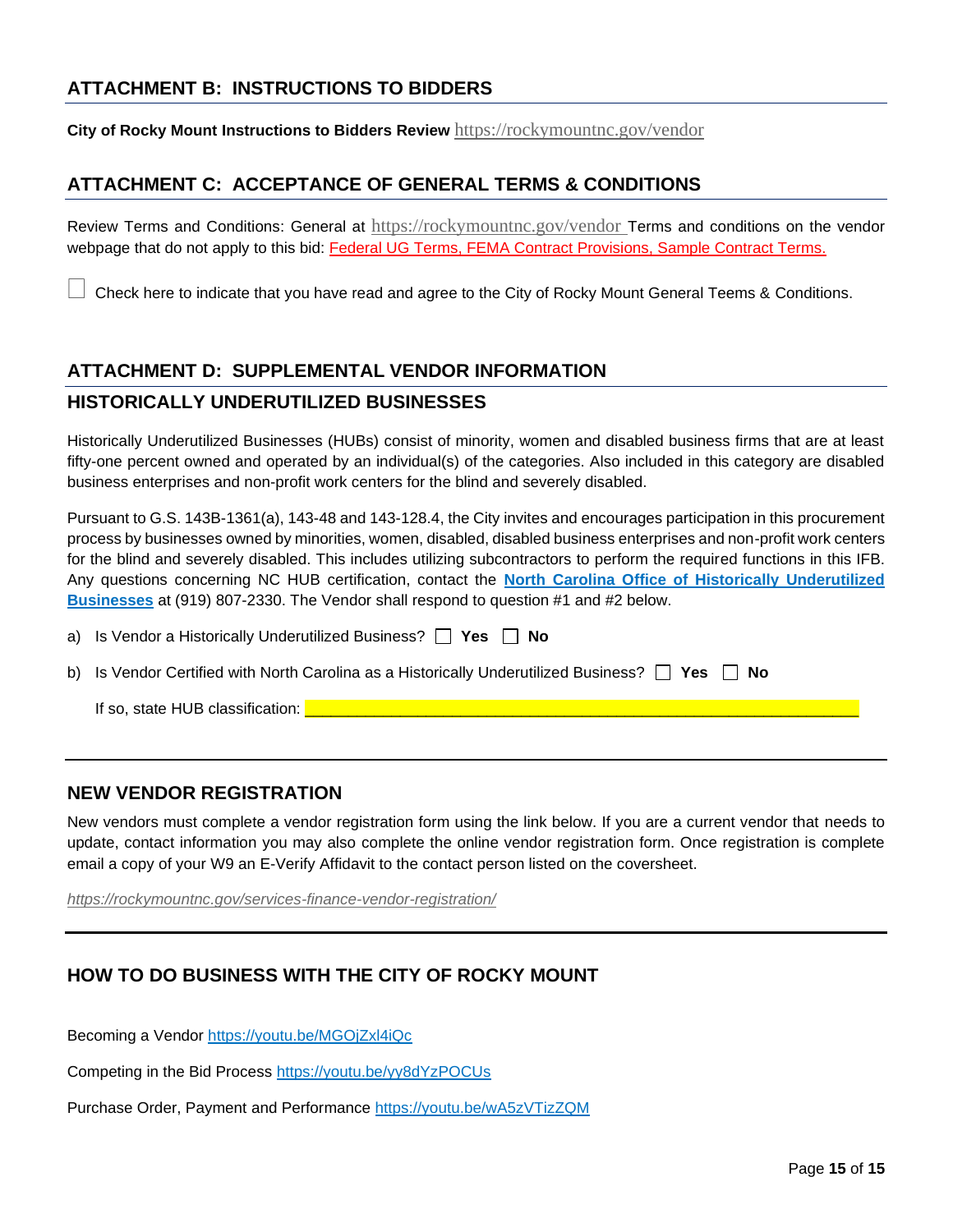## ATTACHMENT B: INSTRUCTIONS TO BIDDERS

**City of Rocky Mount Instructions to Bidders Review** https://rockymountnc.gov/vendor

## ATTACHMENT C: ACCEPTANCE OF GENERAL TERMS & CONDITIONS

Review Terms and Conditions: General at https://rockymountnc.gov/vendor Terms and conditions on the vendor webpage that do not apply to this bid: Federal UG Terms, FEMA Contract Provisions, Sample Contract Terms.

☐ Check here to indicate that you have read and agree to the City of Rocky Mount General Teems & Conditions.

## ATTACHMENT D: SUPPLEMENTAL VENDOR INFORMATION

### HISTORICALLY UNDERUTILIZED BUSINESSES

Historically Underutilized Businesses (HUBs) consist of minority, women and disabled business firms that are at least fifty-one percent owned and operated by an individual(s) of the categories. Also included in this category are disabled business enterprises and non-profit work centers for the blind and severely disabled.

Pursuant to G.S. 143B-1361(a), 143-48 and 143-128.4, the City invites and encourages participation in this procurement process by businesses owned by minorities, women, disabled, disabled business enterprises and non-profit work centers for the blind and severely disabled. This includes utilizing subcontractors to perform the required functions in this IFB. Any questions concerning NC HUB certification, contact the **North Carolina Office of Historically Underutilized Businesses** at (919) 807-2330. The Vendor shall respond to question #1 and #2 below.

a) Is Vendor a Historically Underutilized Business? ☐ **Yes** ☐ **No**

b) Is Vendor Certified with North Carolina as a Historically Underutilized Business? ☐ **Yes** ☐ **No**

If so, state HUB classification: ______________________________________________

---

### NEW VENDOR REGISTRATION

New vendors must complete a vendor registration form using the link below. If you are a current vendor that needs to update, contact information you may also complete the online vendor registration form. Once registration is complete email a copy of your W9 an E-Verify Affidavit to the contact person listed on the coversheet.

*https://rockymountnc.gov/services-finance-vendor-registration/*

---

### HOW TO DO BUSINESS WITH THE CITY OF ROCKY MOUNT

Becoming a Vendor https://youtu.be/MGOjZxl4iQc

Competing in the Bid Process https://youtu.be/yy8dYzPOCUs

Purchase Order, Payment and Performance https://youtu.be/wA5zVTizZQM